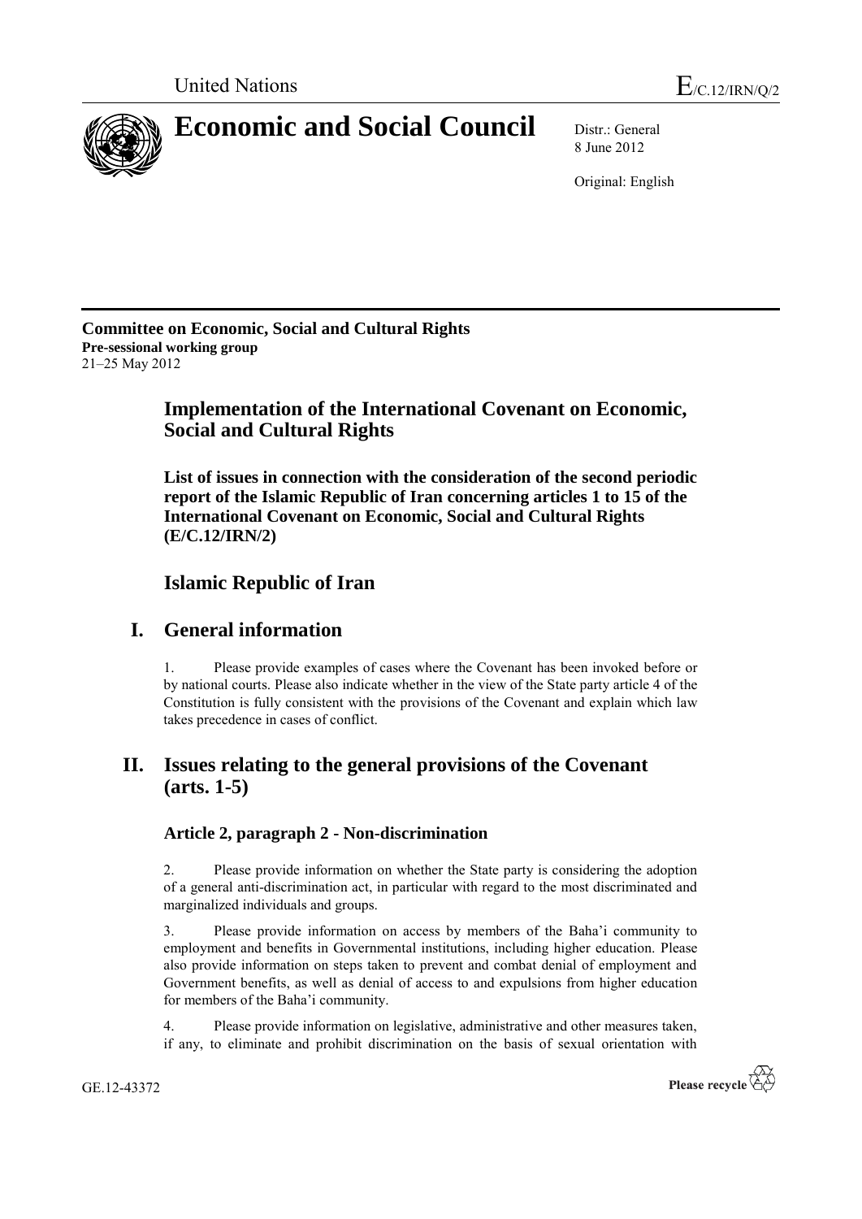United Nations E/C.12/IRN/Q/2

# Economic and Social Council

Distr.: General
8 June 2012

Original: English

**Committee on Economic, Social and Cultural Rights**
**Pre-sessional working group**
21–25 May 2012

## Implementation of the International Covenant on Economic, Social and Cultural Rights

**List of issues in connection with the consideration of the second periodic report of the Islamic Republic of Iran concerning articles 1 to 15 of the International Covenant on Economic, Social and Cultural Rights (E/C.12/IRN/2)**

## Islamic Republic of Iran

## I. General information

1. Please provide examples of cases where the Covenant has been invoked before or by national courts. Please also indicate whether in the view of the State party article 4 of the Constitution is fully consistent with the provisions of the Covenant and explain which law takes precedence in cases of conflict.

## II. Issues relating to the general provisions of the Covenant (arts. 1-5)

### Article 2, paragraph 2 - Non-discrimination

2. Please provide information on whether the State party is considering the adoption of a general anti-discrimination act, in particular with regard to the most discriminated and marginalized individuals and groups.

3. Please provide information on access by members of the Baha'i community to employment and benefits in Governmental institutions, including higher education. Please also provide information on steps taken to prevent and combat denial of employment and Government benefits, as well as denial of access to and expulsions from higher education for members of the Baha'i community.

4. Please provide information on legislative, administrative and other measures taken, if any, to eliminate and prohibit discrimination on the basis of sexual orientation with

GE.12-43372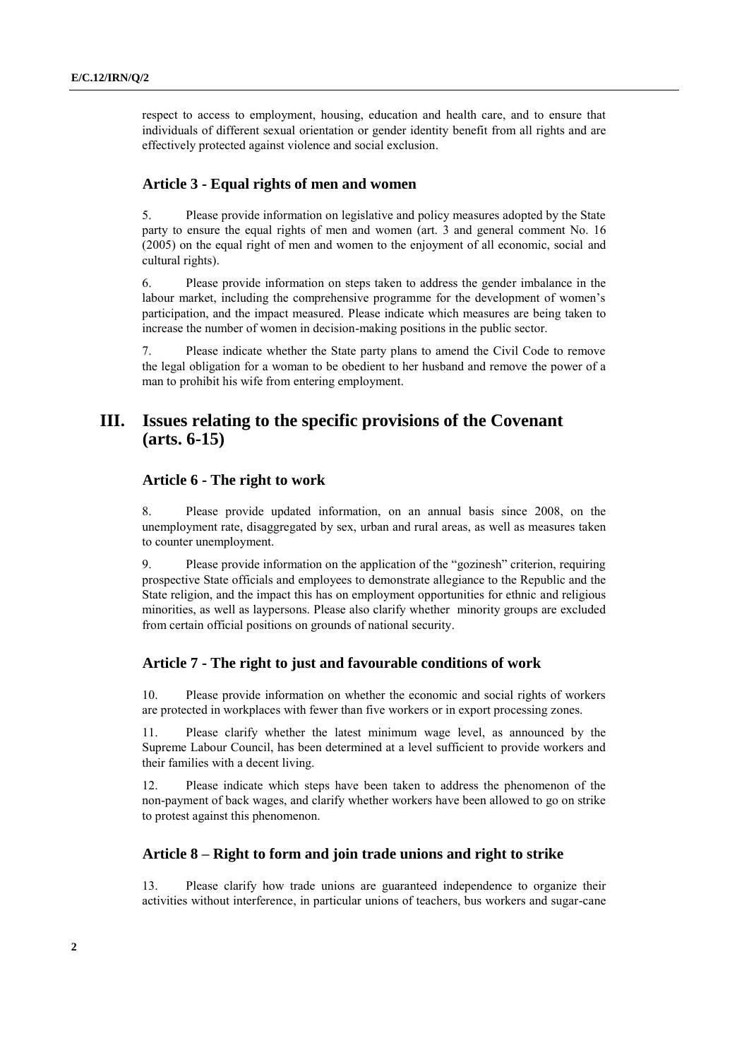respect to access to employment, housing, education and health care, and to ensure that individuals of different sexual orientation or gender identity benefit from all rights and are effectively protected against violence and social exclusion.

### Article 3 - Equal rights of men and women

5. Please provide information on legislative and policy measures adopted by the State party to ensure the equal rights of men and women (art. 3 and general comment No. 16 (2005) on the equal right of men and women to the enjoyment of all economic, social and cultural rights).

6. Please provide information on steps taken to address the gender imbalance in the labour market, including the comprehensive programme for the development of women's participation, and the impact measured. Please indicate which measures are being taken to increase the number of women in decision-making positions in the public sector.

7. Please indicate whether the State party plans to amend the Civil Code to remove the legal obligation for a woman to be obedient to her husband and remove the power of a man to prohibit his wife from entering employment.

## III. Issues relating to the specific provisions of the Covenant (arts. 6-15)

### Article 6 - The right to work

8. Please provide updated information, on an annual basis since 2008, on the unemployment rate, disaggregated by sex, urban and rural areas, as well as measures taken to counter unemployment.

9. Please provide information on the application of the "gozinesh" criterion, requiring prospective State officials and employees to demonstrate allegiance to the Republic and the State religion, and the impact this has on employment opportunities for ethnic and religious minorities, as well as laypersons. Please also clarify whether minority groups are excluded from certain official positions on grounds of national security.

### Article 7 - The right to just and favourable conditions of work

10. Please provide information on whether the economic and social rights of workers are protected in workplaces with fewer than five workers or in export processing zones.

11. Please clarify whether the latest minimum wage level, as announced by the Supreme Labour Council, has been determined at a level sufficient to provide workers and their families with a decent living.

12. Please indicate which steps have been taken to address the phenomenon of the non-payment of back wages, and clarify whether workers have been allowed to go on strike to protest against this phenomenon.

### Article 8 – Right to form and join trade unions and right to strike

13. Please clarify how trade unions are guaranteed independence to organize their activities without interference, in particular unions of teachers, bus workers and sugar-cane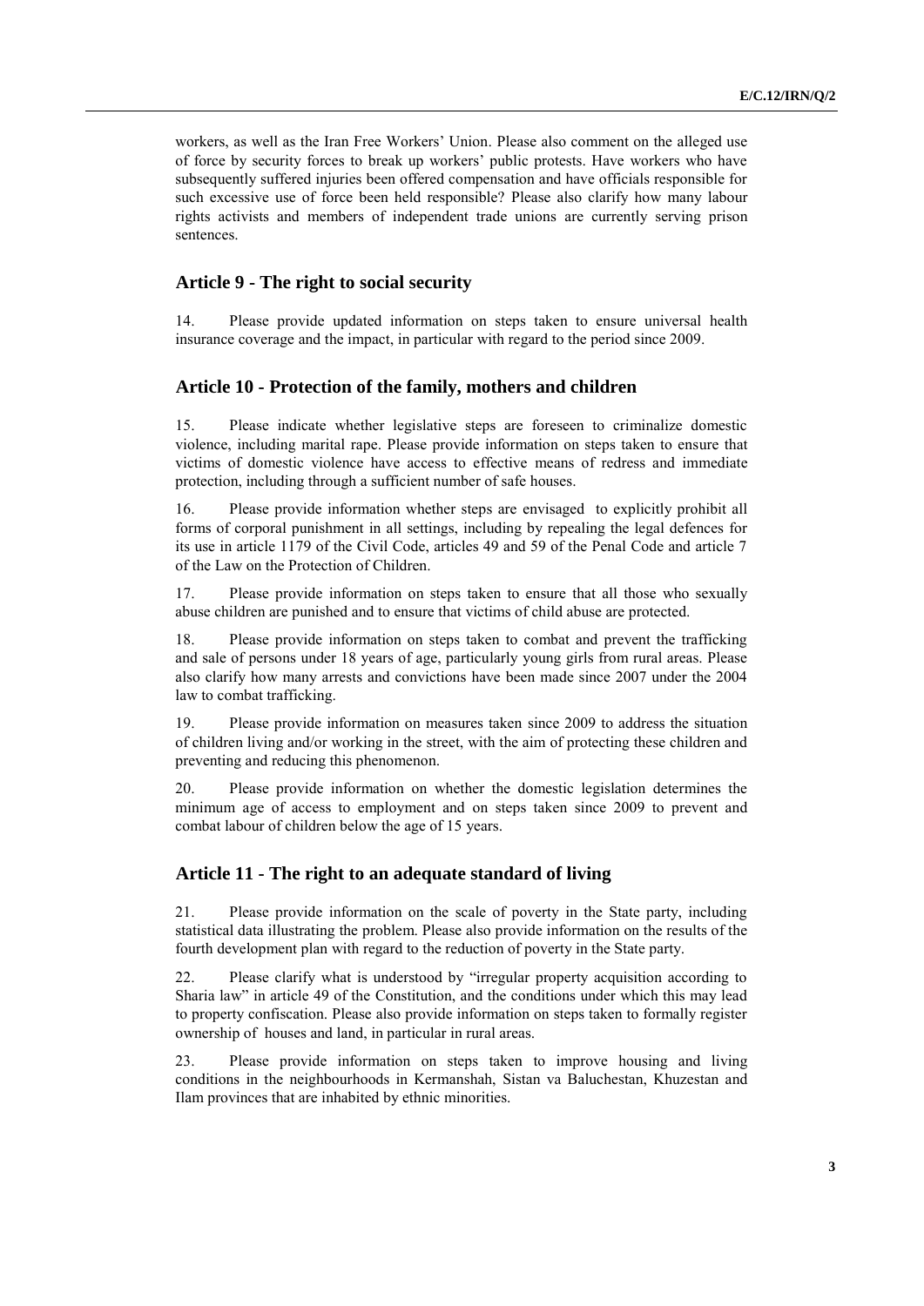workers, as well as the Iran Free Workers' Union. Please also comment on the alleged use of force by security forces to break up workers' public protests. Have workers who have subsequently suffered injuries been offered compensation and have officials responsible for such excessive use of force been held responsible? Please also clarify how many labour rights activists and members of independent trade unions are currently serving prison sentences.

## Article 9 - The right to social security

14. Please provide updated information on steps taken to ensure universal health insurance coverage and the impact, in particular with regard to the period since 2009.

## Article 10 - Protection of the family, mothers and children

15. Please indicate whether legislative steps are foreseen to criminalize domestic violence, including marital rape. Please provide information on steps taken to ensure that victims of domestic violence have access to effective means of redress and immediate protection, including through a sufficient number of safe houses.

16. Please provide information whether steps are envisaged to explicitly prohibit all forms of corporal punishment in all settings, including by repealing the legal defences for its use in article 1179 of the Civil Code, articles 49 and 59 of the Penal Code and article 7 of the Law on the Protection of Children.

17. Please provide information on steps taken to ensure that all those who sexually abuse children are punished and to ensure that victims of child abuse are protected.

18. Please provide information on steps taken to combat and prevent the trafficking and sale of persons under 18 years of age, particularly young girls from rural areas. Please also clarify how many arrests and convictions have been made since 2007 under the 2004 law to combat trafficking.

19. Please provide information on measures taken since 2009 to address the situation of children living and/or working in the street, with the aim of protecting these children and preventing and reducing this phenomenon.

20. Please provide information on whether the domestic legislation determines the minimum age of access to employment and on steps taken since 2009 to prevent and combat labour of children below the age of 15 years.

## Article 11 - The right to an adequate standard of living

21. Please provide information on the scale of poverty in the State party, including statistical data illustrating the problem. Please also provide information on the results of the fourth development plan with regard to the reduction of poverty in the State party.

22. Please clarify what is understood by "irregular property acquisition according to Sharia law" in article 49 of the Constitution, and the conditions under which this may lead to property confiscation. Please also provide information on steps taken to formally register ownership of houses and land, in particular in rural areas.

23. Please provide information on steps taken to improve housing and living conditions in the neighbourhoods in Kermanshah, Sistan va Baluchestan, Khuzestan and Ilam provinces that are inhabited by ethnic minorities.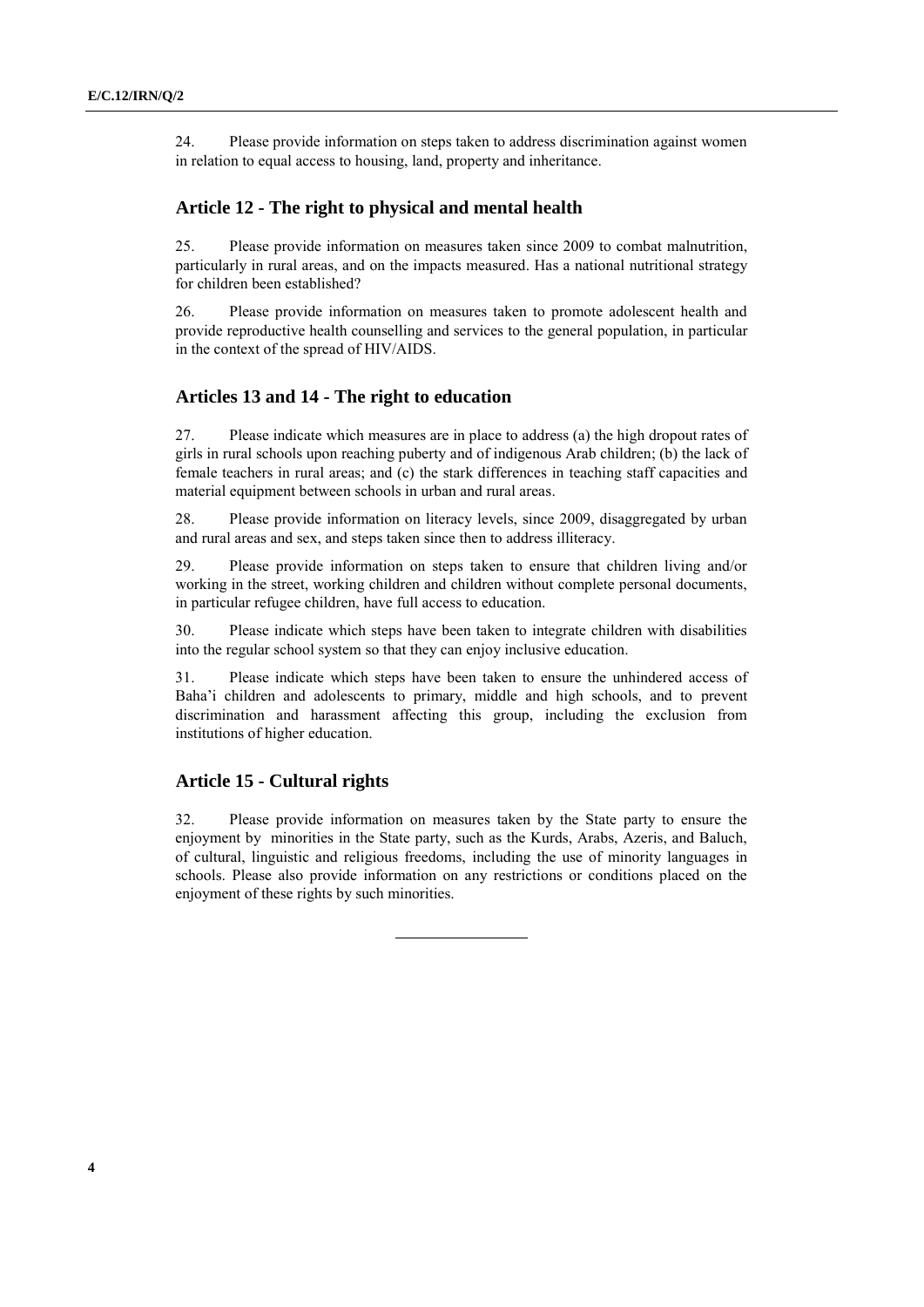24. Please provide information on steps taken to address discrimination against women in relation to equal access to housing, land, property and inheritance.

## Article 12 - The right to physical and mental health

25. Please provide information on measures taken since 2009 to combat malnutrition, particularly in rural areas, and on the impacts measured. Has a national nutritional strategy for children been established?

26. Please provide information on measures taken to promote adolescent health and provide reproductive health counselling and services to the general population, in particular in the context of the spread of HIV/AIDS.

## Articles 13 and 14 - The right to education

27. Please indicate which measures are in place to address (a) the high dropout rates of girls in rural schools upon reaching puberty and of indigenous Arab children; (b) the lack of female teachers in rural areas; and (c) the stark differences in teaching staff capacities and material equipment between schools in urban and rural areas.

28. Please provide information on literacy levels, since 2009, disaggregated by urban and rural areas and sex, and steps taken since then to address illiteracy.

29. Please provide information on steps taken to ensure that children living and/or working in the street, working children and children without complete personal documents, in particular refugee children, have full access to education.

30. Please indicate which steps have been taken to integrate children with disabilities into the regular school system so that they can enjoy inclusive education.

31. Please indicate which steps have been taken to ensure the unhindered access of Baha'i children and adolescents to primary, middle and high schools, and to prevent discrimination and harassment affecting this group, including the exclusion from institutions of higher education.

## Article 15 - Cultural rights

32. Please provide information on measures taken by the State party to ensure the enjoyment by minorities in the State party, such as the Kurds, Arabs, Azeris, and Baluch, of cultural, linguistic and religious freedoms, including the use of minority languages in schools. Please also provide information on any restrictions or conditions placed on the enjoyment of these rights by such minorities.